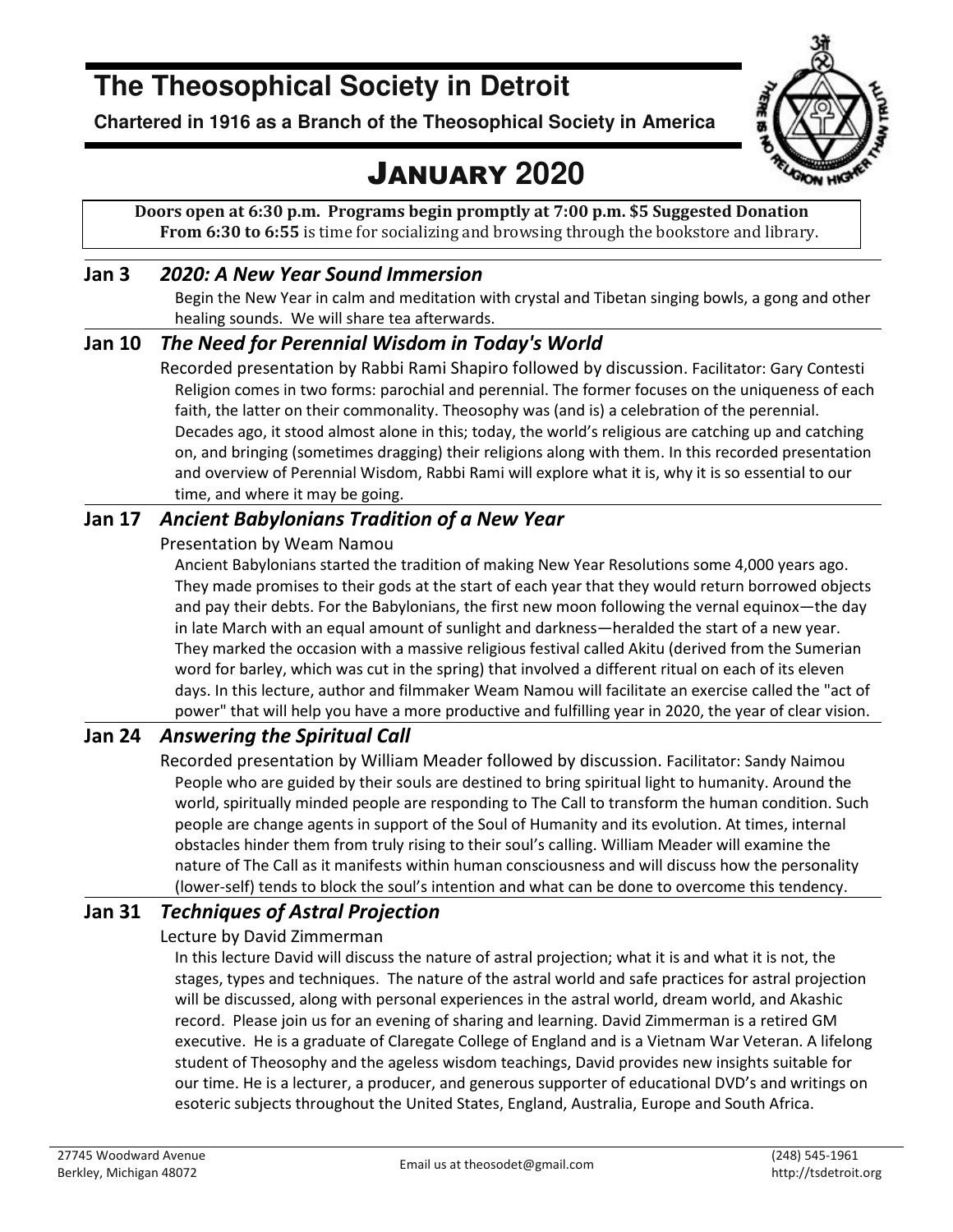# The Theosophical Society in Detroit

**Chartered in 1916 as a Branch of the Theosophical Society in America**

## JANUARY 2020

**Doors open at 6:30 p.m. Programs begin promptly at 7:00 p.m. $5 Suggested Donation**
**From 6:30 to 6:55** is time for socializing and browsing through the bookstore and library.

### Jan 3 *2020: A New Year Sound Immersion*

Begin the New Year in calm and meditation with crystal and Tibetan singing bowls, a gong and other healing sounds. We will share tea afterwards.

### Jan 10 *The Need for Perennial Wisdom in Today's World*

Recorded presentation by Rabbi Rami Shapiro followed by discussion. Facilitator: Gary Contesti

Religion comes in two forms: parochial and perennial. The former focuses on the uniqueness of each faith, the latter on their commonality. Theosophy was (and is) a celebration of the perennial. Decades ago, it stood almost alone in this; today, the world's religious are catching up and catching on, and bringing (sometimes dragging) their religions along with them. In this recorded presentation and overview of Perennial Wisdom, Rabbi Rami will explore what it is, why it is so essential to our time, and where it may be going.

### Jan 17 *Ancient Babylonians Tradition of a New Year*

Presentation by Weam Namou

Ancient Babylonians started the tradition of making New Year Resolutions some 4,000 years ago. They made promises to their gods at the start of each year that they would return borrowed objects and pay their debts. For the Babylonians, the first new moon following the vernal equinox—the day in late March with an equal amount of sunlight and darkness—heralded the start of a new year. They marked the occasion with a massive religious festival called Akitu (derived from the Sumerian word for barley, which was cut in the spring) that involved a different ritual on each of its eleven days. In this lecture, author and filmmaker Weam Namou will facilitate an exercise called the "act of power" that will help you have a more productive and fulfilling year in 2020, the year of clear vision.

### Jan 24 *Answering the Spiritual Call*

Recorded presentation by William Meader followed by discussion. Facilitator: Sandy Naimou

People who are guided by their souls are destined to bring spiritual light to humanity. Around the world, spiritually minded people are responding to The Call to transform the human condition. Such people are change agents in support of the Soul of Humanity and its evolution. At times, internal obstacles hinder them from truly rising to their soul's calling. William Meader will examine the nature of The Call as it manifests within human consciousness and will discuss how the personality (lower-self) tends to block the soul's intention and what can be done to overcome this tendency.

### Jan 31 *Techniques of Astral Projection*

Lecture by David Zimmerman

In this lecture David will discuss the nature of astral projection; what it is and what it is not, the stages, types and techniques. The nature of the astral world and safe practices for astral projection will be discussed, along with personal experiences in the astral world, dream world, and Akashic record. Please join us for an evening of sharing and learning. David Zimmerman is a retired GM executive. He is a graduate of Claregate College of England and is a Vietnam War Veteran. A lifelong student of Theosophy and the ageless wisdom teachings, David provides new insights suitable for our time. He is a lecturer, a producer, and generous supporter of educational DVD's and writings on esoteric subjects throughout the United States, England, Australia, Europe and South Africa.

27745 Woodward Avenue
Berkley, Michigan 48072

Email us at theosodet@gmail.com

(248) 545-1961
http://tsdetroit.org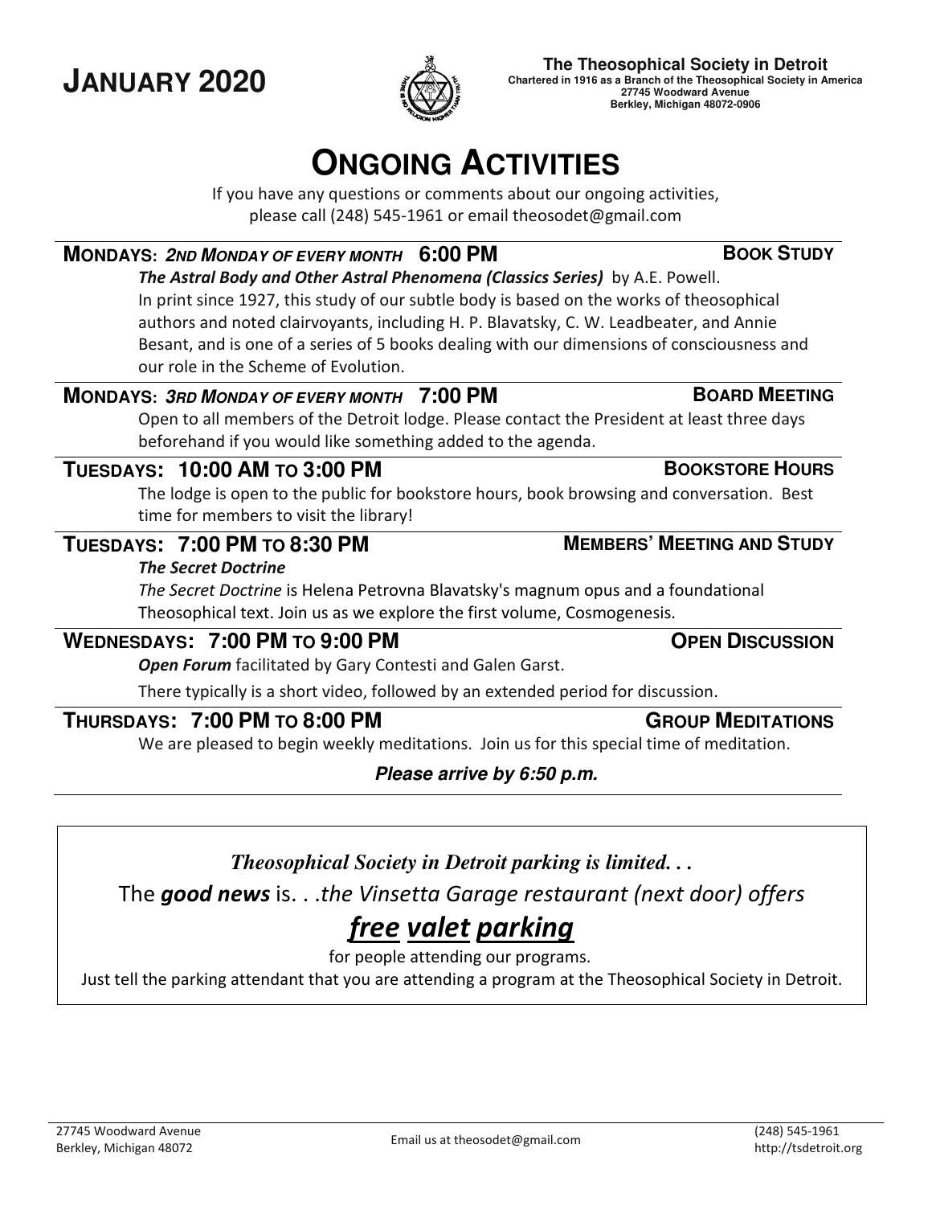# JANUARY 2020

**The Theosophical Society in Detroit**
**Chartered in 1916 as a Branch of the Theosophical Society in America**
**27745 Woodward Avenue**
**Berkley, Michigan 48072-0906**

# ONGOING ACTIVITIES

If you have any questions or comments about our ongoing activities, please call (248) 545-1961 or email theosodet@gmail.com

---

### MONDAYS: *2ND MONDAY OF EVERY MONTH* 6:00 PM — BOOK STUDY

***The Astral Body and Other Astral Phenomena (Classics Series)*** by A.E. Powell.
In print since 1927, this study of our subtle body is based on the works of theosophical authors and noted clairvoyants, including H. P. Blavatsky, C. W. Leadbeater, and Annie Besant, and is one of a series of 5 books dealing with our dimensions of consciousness and our role in the Scheme of Evolution.

### MONDAYS: *3RD MONDAY OF EVERY MONTH* 7:00 PM — BOARD MEETING

Open to all members of the Detroit lodge. Please contact the President at least three days beforehand if you would like something added to the agenda.

### TUESDAYS: 10:00 AM TO 3:00 PM — BOOKSTORE HOURS

The lodge is open to the public for bookstore hours, book browsing and conversation. Best time for members to visit the library!

### TUESDAYS: 7:00 PM TO 8:30 PM — MEMBERS' MEETING AND STUDY

***The Secret Doctrine***
*The Secret Doctrine* is Helena Petrovna Blavatsky's magnum opus and a foundational Theosophical text. Join us as we explore the first volume, Cosmogenesis.

### WEDNESDAYS: 7:00 PM TO 9:00 PM — OPEN DISCUSSION

***Open Forum*** facilitated by Gary Contesti and Galen Garst.

There typically is a short video, followed by an extended period for discussion.

### THURSDAYS: 7:00 PM TO 8:00 PM — GROUP MEDITATIONS

We are pleased to begin weekly meditations. Join us for this special time of meditation.

***Please arrive by 6:50 p.m.***

---

***Theosophical Society in Detroit parking is limited. . .***

The ***good news*** is. . .*the Vinsetta Garage restaurant (next door) offers*

## ***free valet parking***

for people attending our programs.

Just tell the parking attendant that you are attending a program at the Theosophical Society in Detroit.